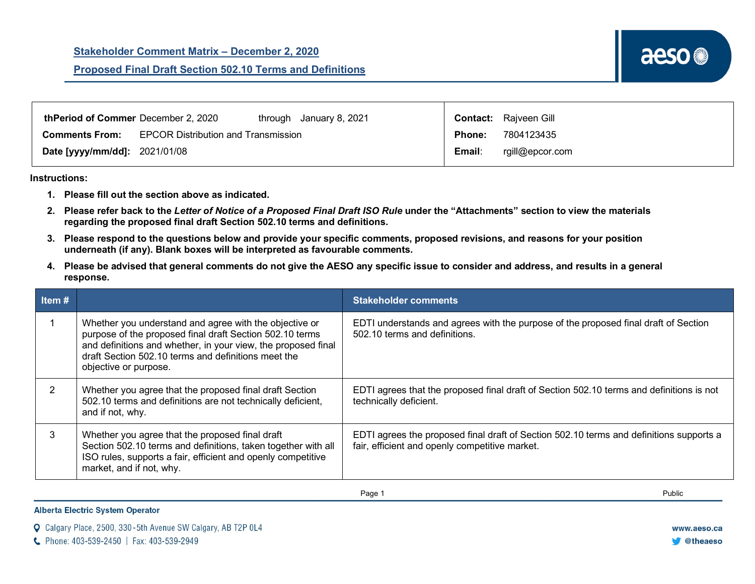## Stakeholder Comment Matrix – December 2, 2020

## Proposed Final Draft Section 502.10 Terms and Definitions

| | | | |
|---|---|---|---|
| **thPeriod of Commer** December 2, 2020 through January 8, 2021 | | **Contact:** | Rajveen Gill |
| **Comments From:** | EPCOR Distribution and Transmission | **Phone:** | 7804123435 |
| **Date [yyyy/mm/dd]:** | 2021/01/08 | **Email:** | rgill@epcor.com |

**Instructions:**

1. **Please fill out the section above as indicated.**
2. **Please refer back to the *Letter of Notice of a Proposed Final Draft ISO Rule* under the "Attachments" section to view the materials regarding the proposed final draft Section 502.10 terms and definitions.**
3. **Please respond to the questions below and provide your specific comments, proposed revisions, and reasons for your position underneath (if any). Blank boxes will be interpreted as favourable comments.**
4. **Please be advised that general comments do not give the AESO any specific issue to consider and address, and results in a general response.**

| Item # | | Stakeholder comments |
|---|---|---|
| 1 | Whether you understand and agree with the objective or purpose of the proposed final draft Section 502.10 terms and definitions and whether, in your view, the proposed final draft Section 502.10 terms and definitions meet the objective or purpose. | EDTI understands and agrees with the purpose of the proposed final draft of Section 502.10 terms and definitions. |
| 2 | Whether you agree that the proposed final draft Section 502.10 terms and definitions are not technically deficient, and if not, why. | EDTI agrees that the proposed final draft of Section 502.10 terms and definitions is not technically deficient. |
| 3 | Whether you agree that the proposed final draft Section 502.10 terms and definitions, taken together with all ISO rules, supports a fair, efficient and openly competitive market, and if not, why. | EDTI agrees the proposed final draft of Section 502.10 terms and definitions supports a fair, efficient and openly competitive market. |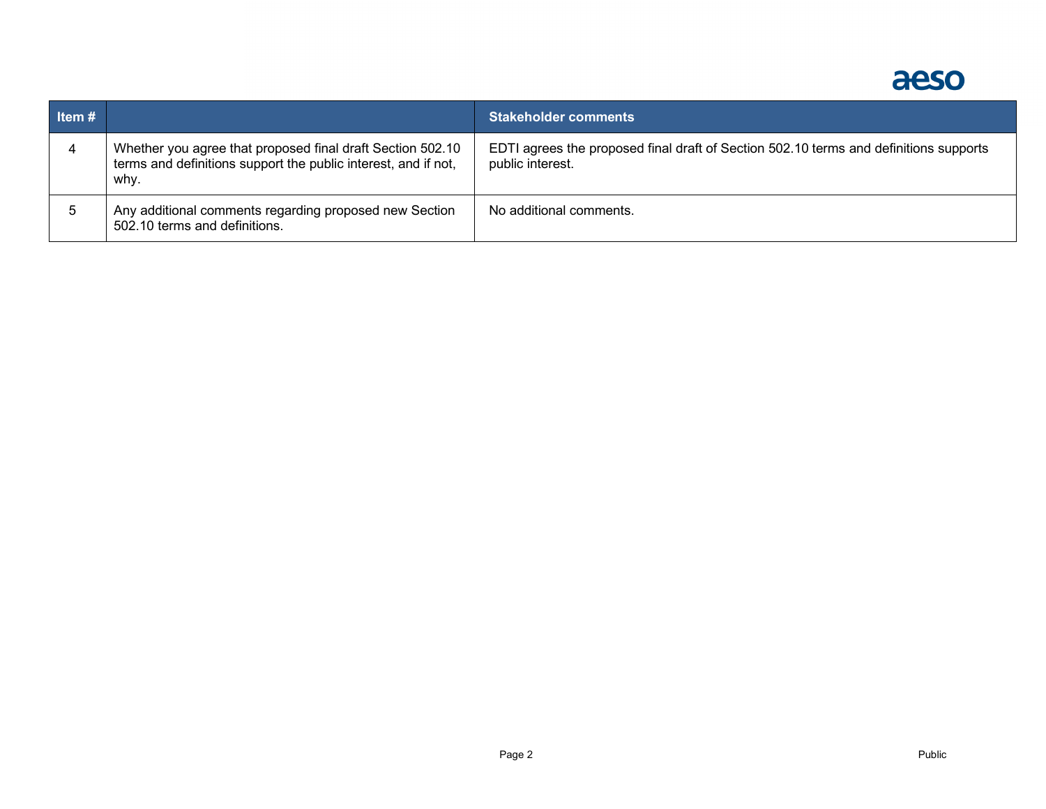| Item # | | Stakeholder comments |
|---|---|---|
| 4 | Whether you agree that proposed final draft Section 502.10 terms and definitions support the public interest, and if not, why. | EDTI agrees the proposed final draft of Section 502.10 terms and definitions supports public interest. |
| 5 | Any additional comments regarding proposed new Section 502.10 terms and definitions. | No additional comments. |